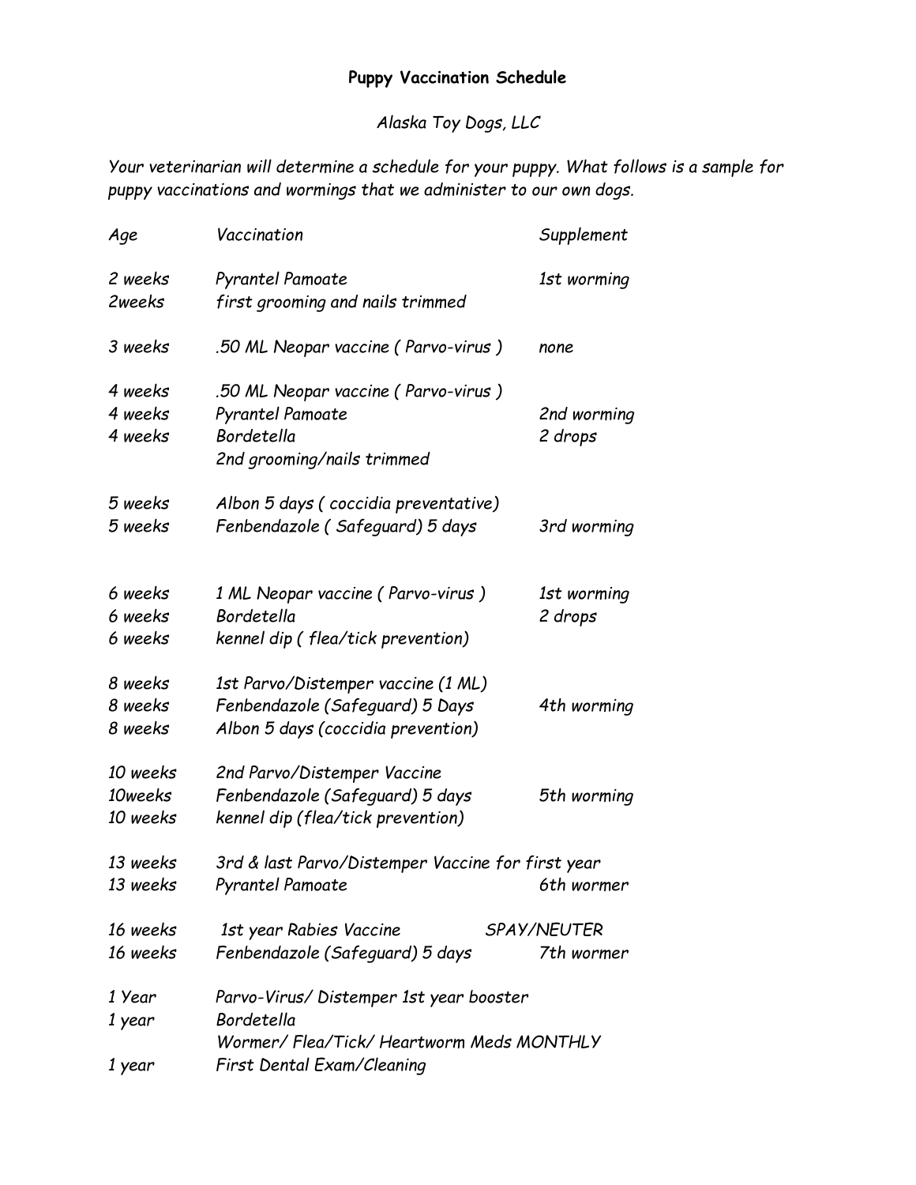# Puppy Vaccination Schedule

*Alaska Toy Dogs, LLC*

*Your veterinarian will determine a schedule for your puppy. What follows is a sample for puppy vaccinations and wormings that we administer to our own dogs.*

| *Age* | *Vaccination* | *Supplement* |
|---|---|---|
| *2 weeks* | *Pyrantel Pamoate* | *1st worming* |
| *2weeks* | *first grooming and nails trimmed* | |
| *3 weeks* | *.50 ML Neopar vaccine ( Parvo-virus )* | *none* |
| *4 weeks* | *.50 ML Neopar vaccine ( Parvo-virus )* | |
| *4 weeks* | *Pyrantel Pamoate* | *2nd worming* |
| *4 weeks* | *Bordetella* | *2 drops* |
| | *2nd grooming/nails trimmed* | |
| *5 weeks* | *Albon 5 days ( coccidia preventative)* | |
| *5 weeks* | *Fenbendazole ( Safeguard) 5 days* | *3rd worming* |
| *6 weeks* | *1 ML Neopar vaccine ( Parvo-virus )* | *1st worming* |
| *6 weeks* | *Bordetella* | *2 drops* |
| *6 weeks* | *kennel dip ( flea/tick prevention)* | |
| *8 weeks* | *1st Parvo/Distemper vaccine (1 ML)* | |
| *8 weeks* | *Fenbendazole (Safeguard) 5 Days* | *4th worming* |
| *8 weeks* | *Albon 5 days (coccidia prevention)* | |
| *10 weeks* | *2nd Parvo/Distemper Vaccine* | |
| *10weeks* | *Fenbendazole (Safeguard) 5 days* | *5th worming* |
| *10 weeks* | *kennel dip (flea/tick prevention)* | |
| *13 weeks* | *3rd & last Parvo/Distemper Vaccine for first year* | |
| *13 weeks* | *Pyrantel Pamoate* | *6th wormer* |
| *16 weeks* | *1st year Rabies Vaccine* | *SPAY/NEUTER* |
| *16 weeks* | *Fenbendazole (Safeguard) 5 days* | *7th wormer* |
| *1 Year* | *Parvo-Virus/ Distemper 1st year booster* | |
| *1 year* | *Bordetella* | |
| | *Wormer/ Flea/Tick/ Heartworm Meds MONTHLY* | |
| *1 year* | *First Dental Exam/Cleaning* | |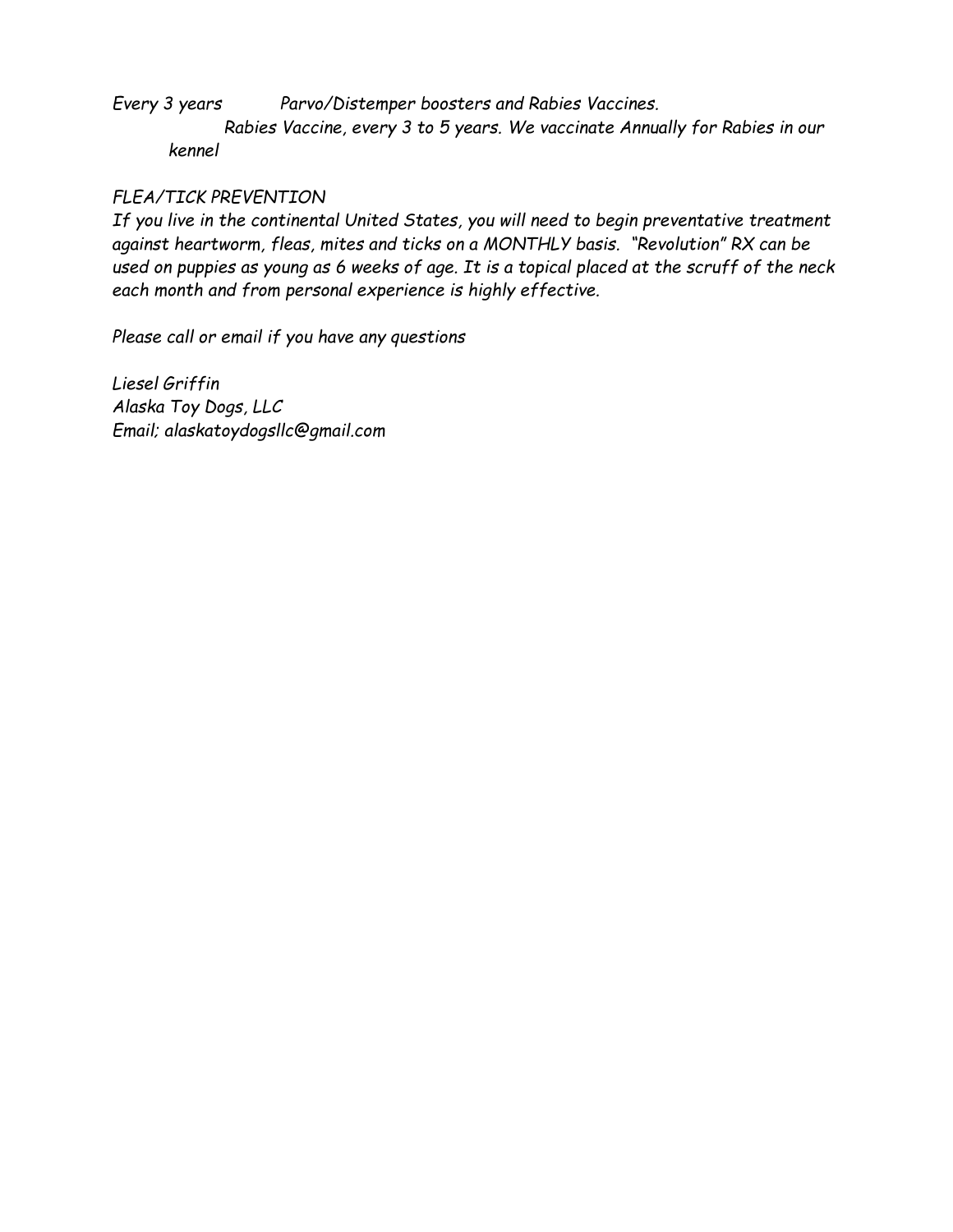*Every 3 years     Parvo/Distemper boosters and Rabies Vaccines.*
*Rabies Vaccine, every 3 to 5 years. We vaccinate Annually for Rabies in our kennel*

*FLEA/TICK PREVENTION*
*If you live in the continental United States, you will need to begin preventative treatment against heartworm, fleas, mites and ticks on a MONTHLY basis. "Revolution" RX can be used on puppies as young as 6 weeks of age. It is a topical placed at the scruff of the neck each month and from personal experience is highly effective.*

*Please call or email if you have any questions*

*Liesel Griffin*
*Alaska Toy Dogs, LLC*
*Email; alaskatoydogsllc@gmail.com*